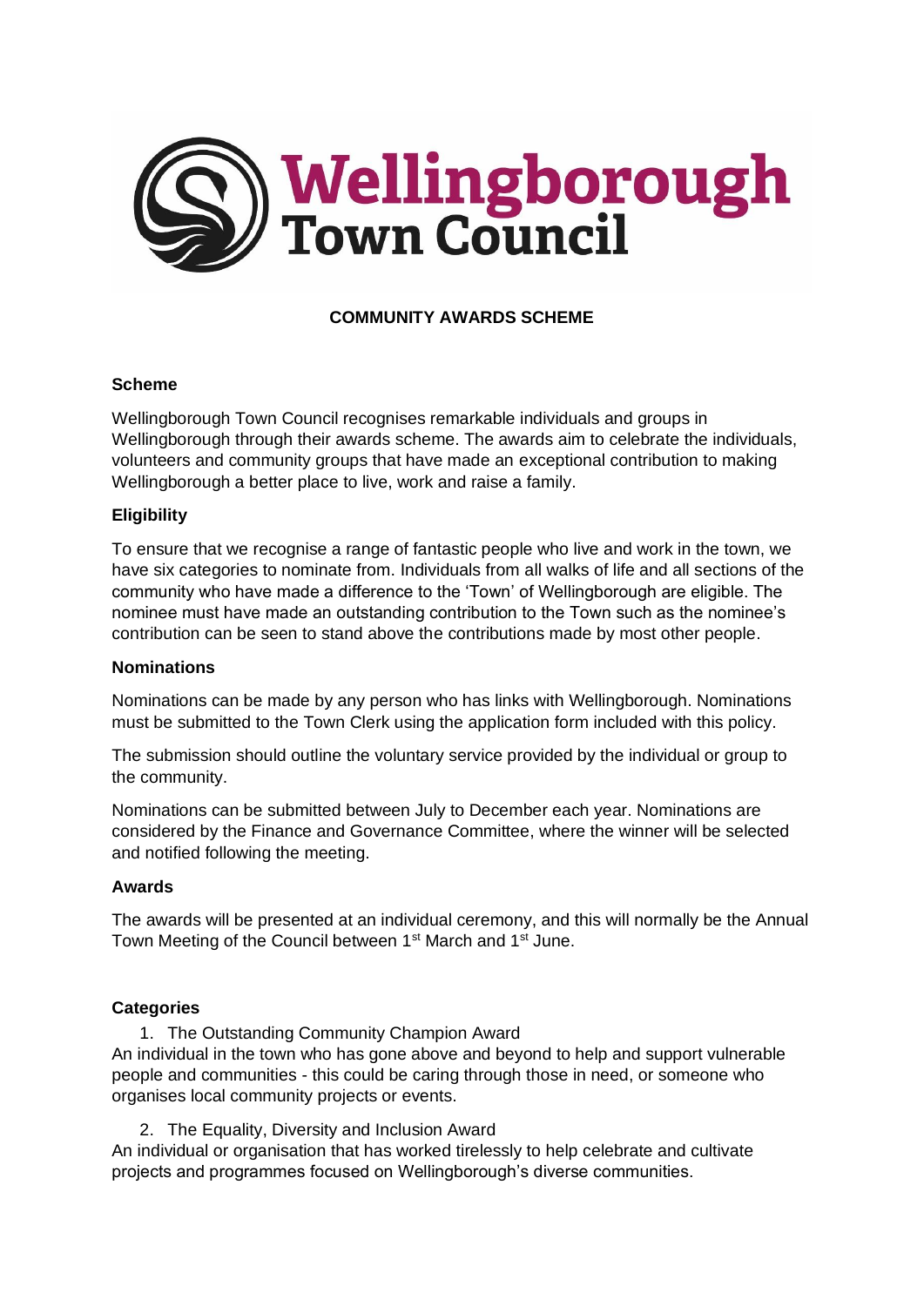# Wellingborough Town Council

## COMMUNITY AWARDS SCHEME

### Scheme

Wellingborough Town Council recognises remarkable individuals and groups in Wellingborough through their awards scheme. The awards aim to celebrate the individuals, volunteers and community groups that have made an exceptional contribution to making Wellingborough a better place to live, work and raise a family.

### Eligibility

To ensure that we recognise a range of fantastic people who live and work in the town, we have six categories to nominate from. Individuals from all walks of life and all sections of the community who have made a difference to the 'Town' of Wellingborough are eligible. The nominee must have made an outstanding contribution to the Town such as the nominee's contribution can be seen to stand above the contributions made by most other people.

### Nominations

Nominations can be made by any person who has links with Wellingborough. Nominations must be submitted to the Town Clerk using the application form included with this policy.

The submission should outline the voluntary service provided by the individual or group to the community.

Nominations can be submitted between July to December each year. Nominations are considered by the Finance and Governance Committee, where the winner will be selected and notified following the meeting.

### Awards

The awards will be presented at an individual ceremony, and this will normally be the Annual Town Meeting of the Council between 1st March and 1st June.

### Categories

1. The Outstanding Community Champion Award

An individual in the town who has gone above and beyond to help and support vulnerable people and communities - this could be caring through those in need, or someone who organises local community projects or events.

2. The Equality, Diversity and Inclusion Award

An individual or organisation that has worked tirelessly to help celebrate and cultivate projects and programmes focused on Wellingborough's diverse communities.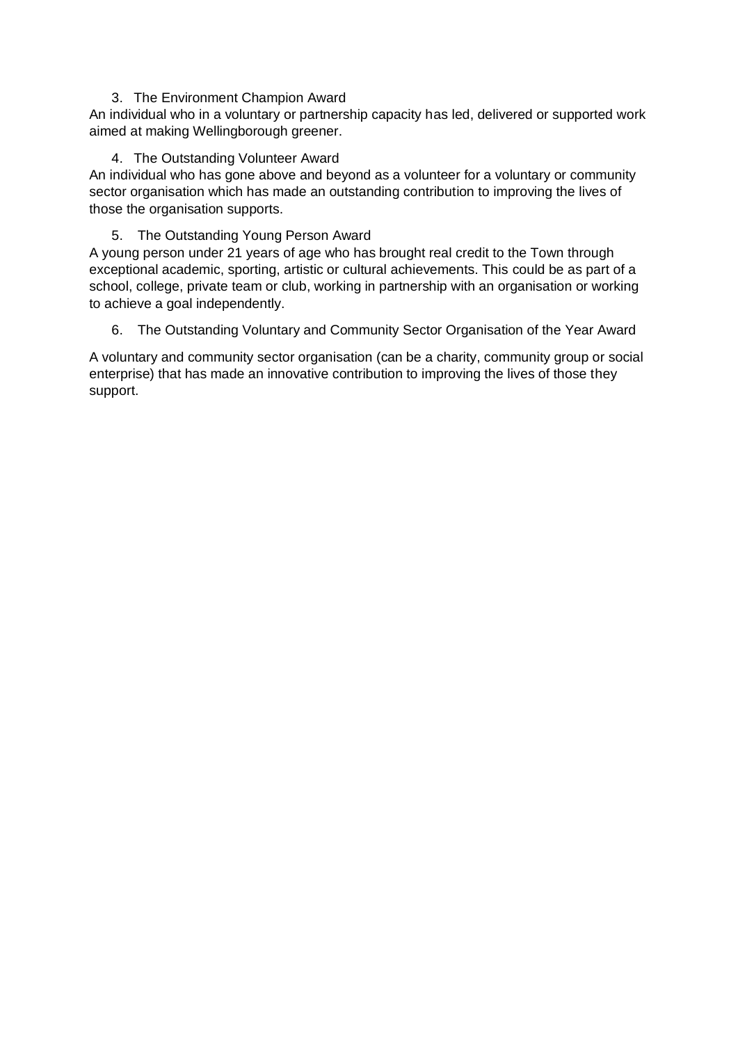3. The Environment Champion Award

An individual who in a voluntary or partnership capacity has led, delivered or supported work aimed at making Wellingborough greener.

4. The Outstanding Volunteer Award

An individual who has gone above and beyond as a volunteer for a voluntary or community sector organisation which has made an outstanding contribution to improving the lives of those the organisation supports.

5. The Outstanding Young Person Award

A young person under 21 years of age who has brought real credit to the Town through exceptional academic, sporting, artistic or cultural achievements. This could be as part of a school, college, private team or club, working in partnership with an organisation or working to achieve a goal independently.

6. The Outstanding Voluntary and Community Sector Organisation of the Year Award

A voluntary and community sector organisation (can be a charity, community group or social enterprise) that has made an innovative contribution to improving the lives of those they support.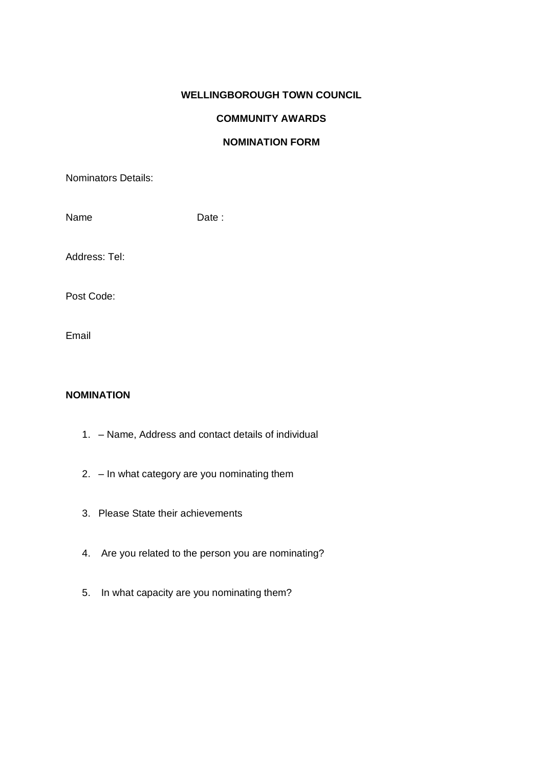**WELLINGBOROUGH TOWN COUNCIL**

**COMMUNITY AWARDS**

**NOMINATION FORM**

Nominators Details:

Name Date :

Address: Tel:

Post Code:

Email

**NOMINATION**

1. – Name, Address and contact details of individual
2. – In what category are you nominating them
3. Please State their achievements
4. Are you related to the person you are nominating?
5. In what capacity are you nominating them?